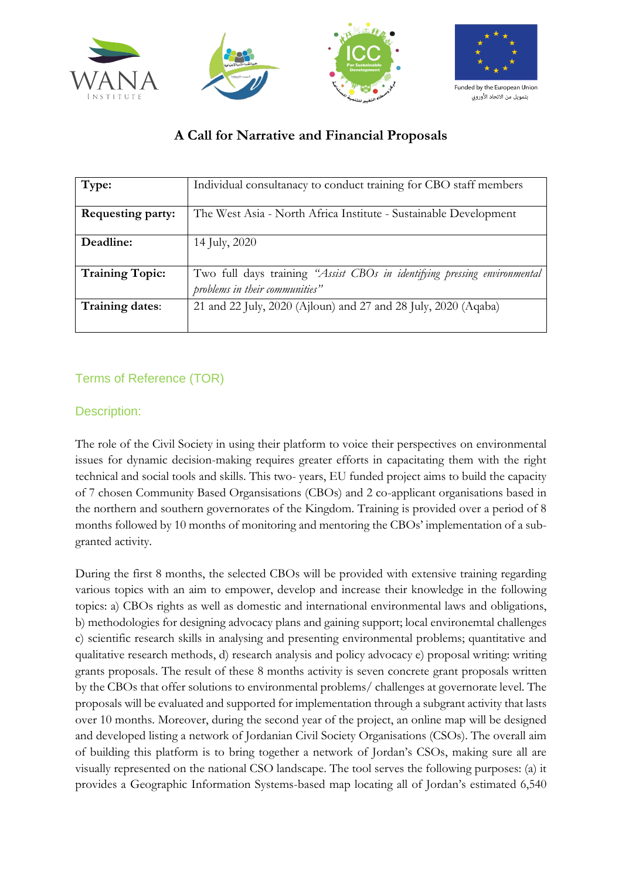Funded by the European Union
بتمويل من الاتحاد الأوروبي

# A Call for Narrative and Financial Proposals

| | |
|---|---|
| **Type:** | Individual consultanacy to conduct training for CBO staff members |
| **Requesting party:** | The West Asia - North Africa Institute - Sustainable Development |
| **Deadline:** | 14 July, 2020 |
| **Training Topic:** | Two full days training *"Assist CBOs in identifying pressing environmental problems in their communities"* |
| **Training dates**: | 21 and 22 July, 2020 (Ajloun) and 27 and 28 July, 2020 (Aqaba) |

## Terms of Reference (TOR)

### Description:

The role of the Civil Society in using their platform to voice their perspectives on environmental issues for dynamic decision-making requires greater efforts in capacitating them with the right technical and social tools and skills. This two- years, EU funded project aims to build the capacity of 7 chosen Community Based Organsisations (CBOs) and 2 co-applicant organisations based in the northern and southern governorates of the Kingdom. Training is provided over a period of 8 months followed by 10 months of monitoring and mentoring the CBOs' implementation of a sub-granted activity.

During the first 8 months, the selected CBOs will be provided with extensive training regarding various topics with an aim to empower, develop and increase their knowledge in the following topics: a) CBOs rights as well as domestic and international environmental laws and obligations, b) methodologies for designing advocacy plans and gaining support; local environemtal challenges c) scientific research skills in analysing and presenting environmental problems; quantitative and qualitative research methods, d) research analysis and policy advocacy e) proposal writing: writing grants proposals. The result of these 8 months activity is seven concrete grant proposals written by the CBOs that offer solutions to environmental problems/ challenges at governorate level. The proposals will be evaluated and supported for implementation through a subgrant activity that lasts over 10 months. Moreover, during the second year of the project, an online map will be designed and developed listing a network of Jordanian Civil Society Organisations (CSOs). The overall aim of building this platform is to bring together a network of Jordan's CSOs, making sure all are visually represented on the national CSO landscape. The tool serves the following purposes: (a) it provides a Geographic Information Systems-based map locating all of Jordan's estimated 6,540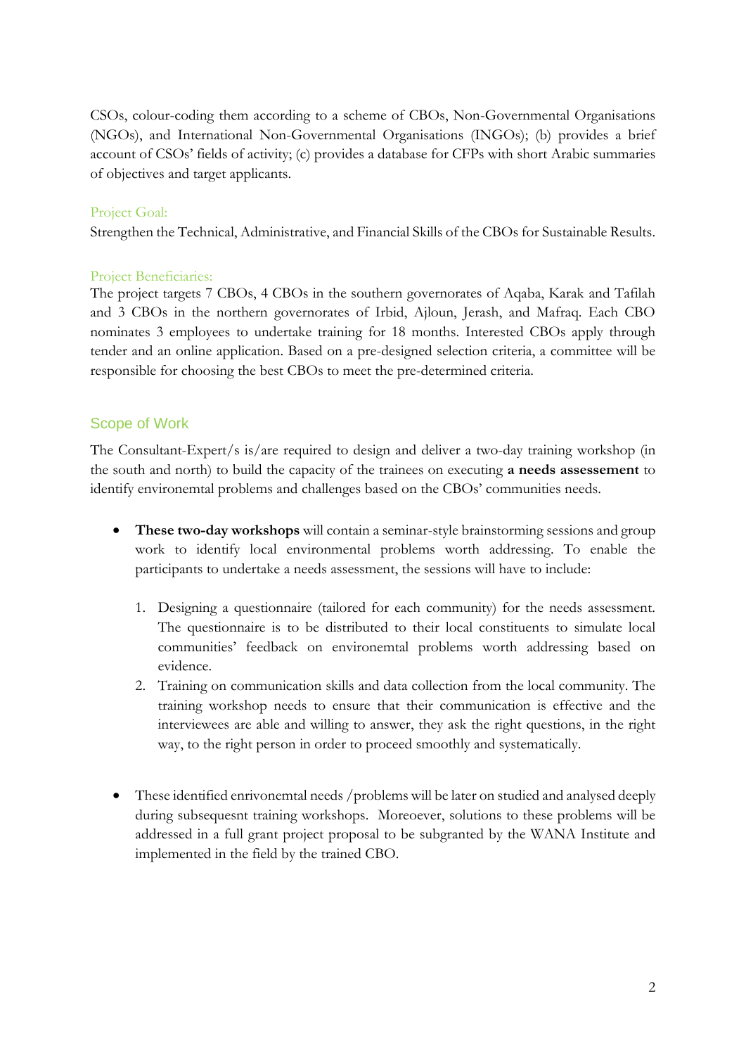CSOs, colour-coding them according to a scheme of CBOs, Non-Governmental Organisations (NGOs), and International Non-Governmental Organisations (INGOs); (b) provides a brief account of CSOs' fields of activity; (c) provides a database for CFPs with short Arabic summaries of objectives and target applicants.

### Project Goal:

Strengthen the Technical, Administrative, and Financial Skills of the CBOs for Sustainable Results.

### Project Beneficiaries:

The project targets 7 CBOs, 4 CBOs in the southern governorates of Aqaba, Karak and Tafilah and 3 CBOs in the northern governorates of Irbid, Ajloun, Jerash, and Mafraq. Each CBO nominates 3 employees to undertake training for 18 months. Interested CBOs apply through tender and an online application. Based on a pre-designed selection criteria, a committee will be responsible for choosing the best CBOs to meet the pre-determined criteria.

## Scope of Work

The Consultant-Expert/s is/are required to design and deliver a two-day training workshop (in the south and north) to build the capacity of the trainees on executing **a needs assesement** to identify environemtal problems and challenges based on the CBOs' communities needs.

- **These two-day workshops** will contain a seminar-style brainstorming sessions and group work to identify local environmental problems worth addressing. To enable the participants to undertake a needs assessment, the sessions will have to include:

    1. Designing a questionnaire (tailored for each community) for the needs assessment. The questionnaire is to be distributed to their local constituents to simulate local communities' feedback on environemtal problems worth addressing based on evidence.
    2. Training on communication skills and data collection from the local community. The training workshop needs to ensure that their communication is effective and the interviewees are able and willing to answer, they ask the right questions, in the right way, to the right person in order to proceed smoothly and systematically.

- These identified enrivonemtal needs /problems will be later on studied and analysed deeply during subsequesnt training workshops. Moreoever, solutions to these problems will be addressed in a full grant project proposal to be subgranted by the WANA Institute and implemented in the field by the trained CBO.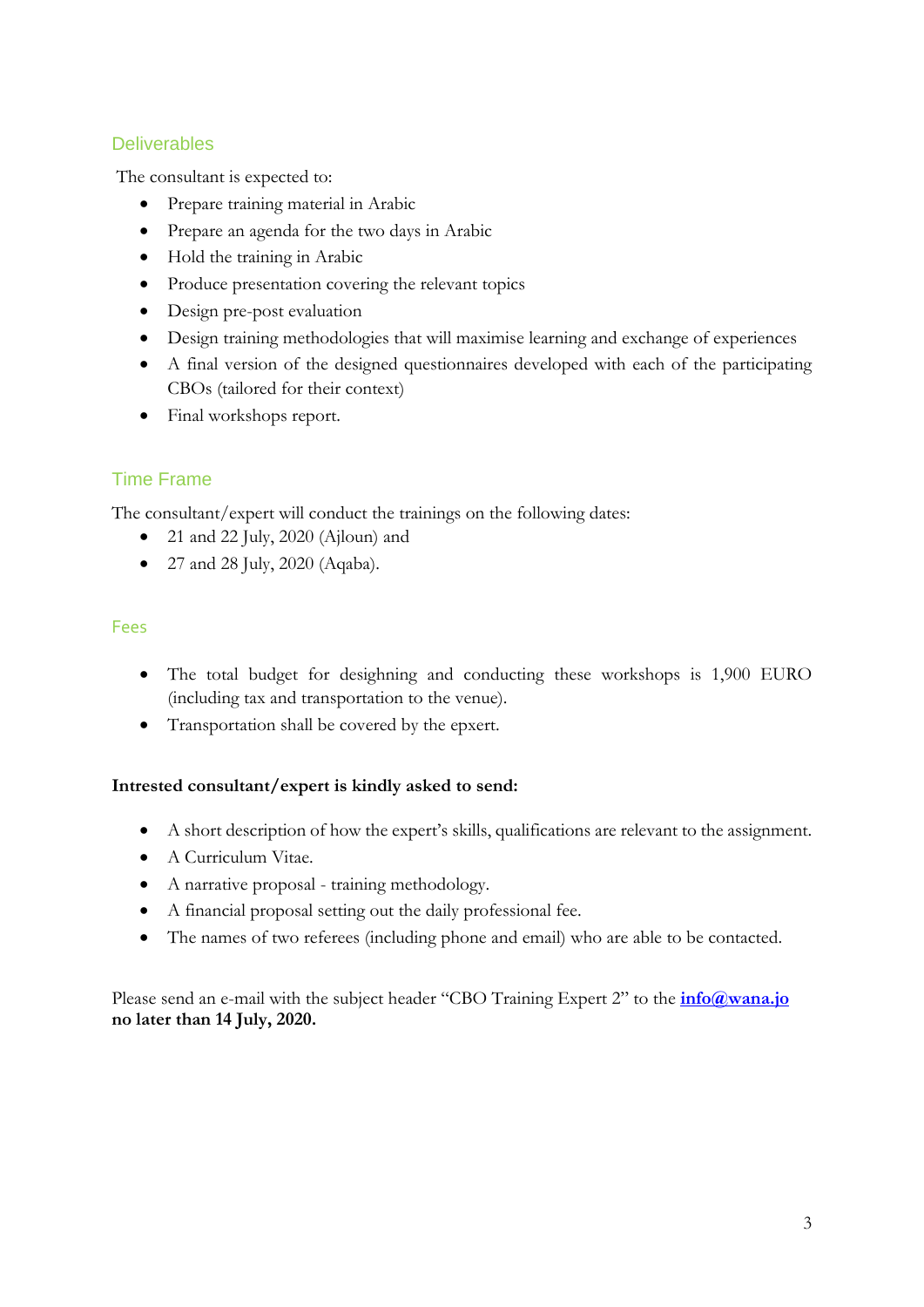## Deliverables

The consultant is expected to:

- Prepare training material in Arabic
- Prepare an agenda for the two days in Arabic
- Hold the training in Arabic
- Produce presentation covering the relevant topics
- Design pre-post evaluation
- Design training methodologies that will maximise learning and exchange of experiences
- A final version of the designed questionnaires developed with each of the participating CBOs (tailored for their context)
- Final workshops report.

## Time Frame

The consultant/expert will conduct the trainings on the following dates:

- 21 and 22 July, 2020 (Ajloun) and
- 27 and 28 July, 2020 (Aqaba).

## Fees

- The total budget for designhing and conducting these workshops is 1,900 EURO (including tax and transportation to the venue).
- Transportation shall be covered by the epxert.

**Intrested consultant/expert is kindly asked to send:**

- A short description of how the expert's skills, qualifications are relevant to the assignment.
- A Curriculum Vitae.
- A narrative proposal - training methodology.
- A financial proposal setting out the daily professional fee.
- The names of two referees (including phone and email) who are able to be contacted.

Please send an e-mail with the subject header "CBO Training Expert 2" to the **info@wana.jo** **no later than 14 July, 2020.**